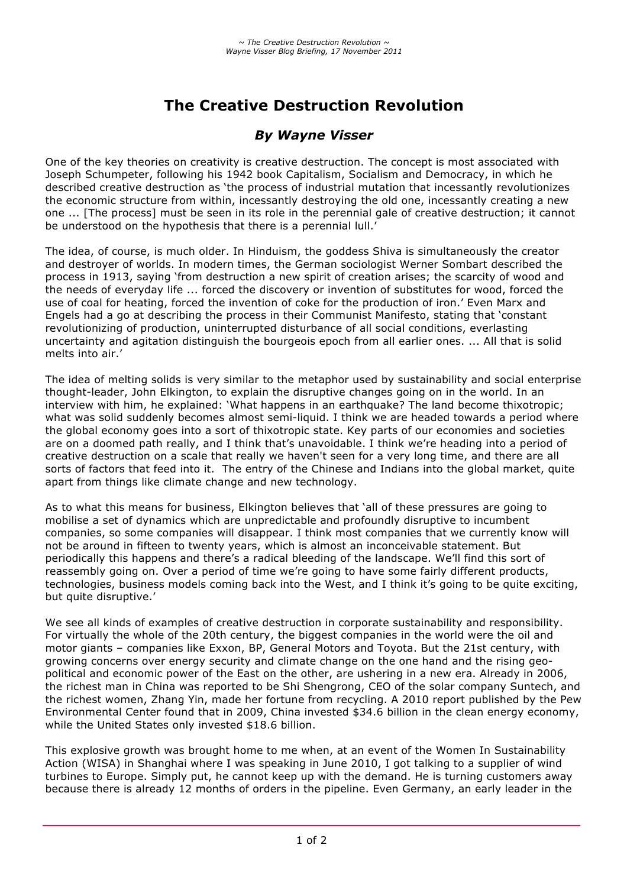# The Creative Destruction Revolution

## *By Wayne Visser*

One of the key theories on creativity is creative destruction. The concept is most associated with Joseph Schumpeter, following his 1942 book Capitalism, Socialism and Democracy, in which he described creative destruction as 'the process of industrial mutation that incessantly revolutionizes the economic structure from within, incessantly destroying the old one, incessantly creating a new one ... [The process] must be seen in its role in the perennial gale of creative destruction; it cannot be understood on the hypothesis that there is a perennial lull.'

The idea, of course, is much older. In Hinduism, the goddess Shiva is simultaneously the creator and destroyer of worlds. In modern times, the German sociologist Werner Sombart described the process in 1913, saying 'from destruction a new spirit of creation arises; the scarcity of wood and the needs of everyday life ... forced the discovery or invention of substitutes for wood, forced the use of coal for heating, forced the invention of coke for the production of iron.' Even Marx and Engels had a go at describing the process in their Communist Manifesto, stating that 'constant revolutionizing of production, uninterrupted disturbance of all social conditions, everlasting uncertainty and agitation distinguish the bourgeois epoch from all earlier ones. ... All that is solid melts into air.'

The idea of melting solids is very similar to the metaphor used by sustainability and social enterprise thought-leader, John Elkington, to explain the disruptive changes going on in the world. In an interview with him, he explained: 'What happens in an earthquake? The land become thixotropic; what was solid suddenly becomes almost semi-liquid. I think we are headed towards a period where the global economy goes into a sort of thixotropic state. Key parts of our economies and societies are on a doomed path really, and I think that's unavoidable. I think we're heading into a period of creative destruction on a scale that really we haven't seen for a very long time, and there are all sorts of factors that feed into it. The entry of the Chinese and Indians into the global market, quite apart from things like climate change and new technology.

As to what this means for business, Elkington believes that 'all of these pressures are going to mobilise a set of dynamics which are unpredictable and profoundly disruptive to incumbent companies, so some companies will disappear. I think most companies that we currently know will not be around in fifteen to twenty years, which is almost an inconceivable statement. But periodically this happens and there's a radical bleeding of the landscape. We'll find this sort of reassembly going on. Over a period of time we're going to have some fairly different products, technologies, business models coming back into the West, and I think it's going to be quite exciting, but quite disruptive.'

We see all kinds of examples of creative destruction in corporate sustainability and responsibility. For virtually the whole of the 20th century, the biggest companies in the world were the oil and motor giants – companies like Exxon, BP, General Motors and Toyota. But the 21st century, with growing concerns over energy security and climate change on the one hand and the rising geo-political and economic power of the East on the other, are ushering in a new era. Already in 2006, the richest man in China was reported to be Shi Shengrong, CEO of the solar company Suntech, and the richest women, Zhang Yin, made her fortune from recycling. A 2010 report published by the Pew Environmental Center found that in 2009, China invested $34.6 billion in the clean energy economy, while the United States only invested $18.6 billion.

This explosive growth was brought home to me when, at an event of the Women In Sustainability Action (WISA) in Shanghai where I was speaking in June 2010, I got talking to a supplier of wind turbines to Europe. Simply put, he cannot keep up with the demand. He is turning customers away because there is already 12 months of orders in the pipeline. Even Germany, an early leader in the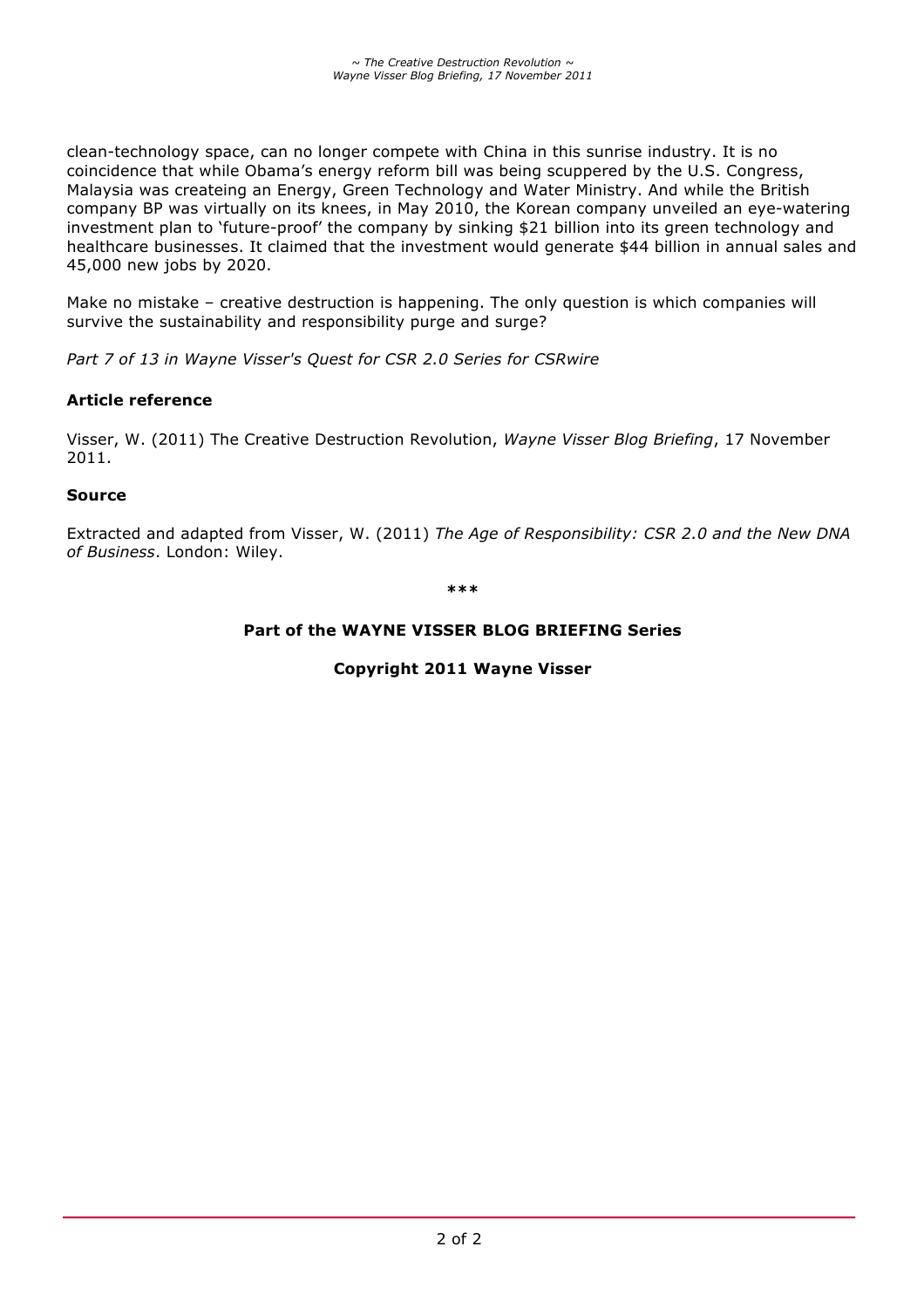clean-technology space, can no longer compete with China in this sunrise industry. It is no coincidence that while Obama's energy reform bill was being scuppered by the U.S. Congress, Malaysia was createing an Energy, Green Technology and Water Ministry. And while the British company BP was virtually on its knees, in May 2010, the Korean company unveiled an eye-watering investment plan to 'future-proof' the company by sinking $21 billion into its green technology and healthcare businesses. It claimed that the investment would generate $44 billion in annual sales and 45,000 new jobs by 2020.

Make no mistake – creative destruction is happening. The only question is which companies will survive the sustainability and responsibility purge and surge?

*Part 7 of 13 in Wayne Visser's Quest for CSR 2.0 Series for CSRwire*

**Article reference**

Visser, W. (2011) The Creative Destruction Revolution, *Wayne Visser Blog Briefing*, 17 November 2011.

**Source**

Extracted and adapted from Visser, W. (2011) *The Age of Responsibility: CSR 2.0 and the New DNA of Business*. London: Wiley.

**\*\*\***

**Part of the WAYNE VISSER BLOG BRIEFING Series**

**Copyright 2011 Wayne Visser**